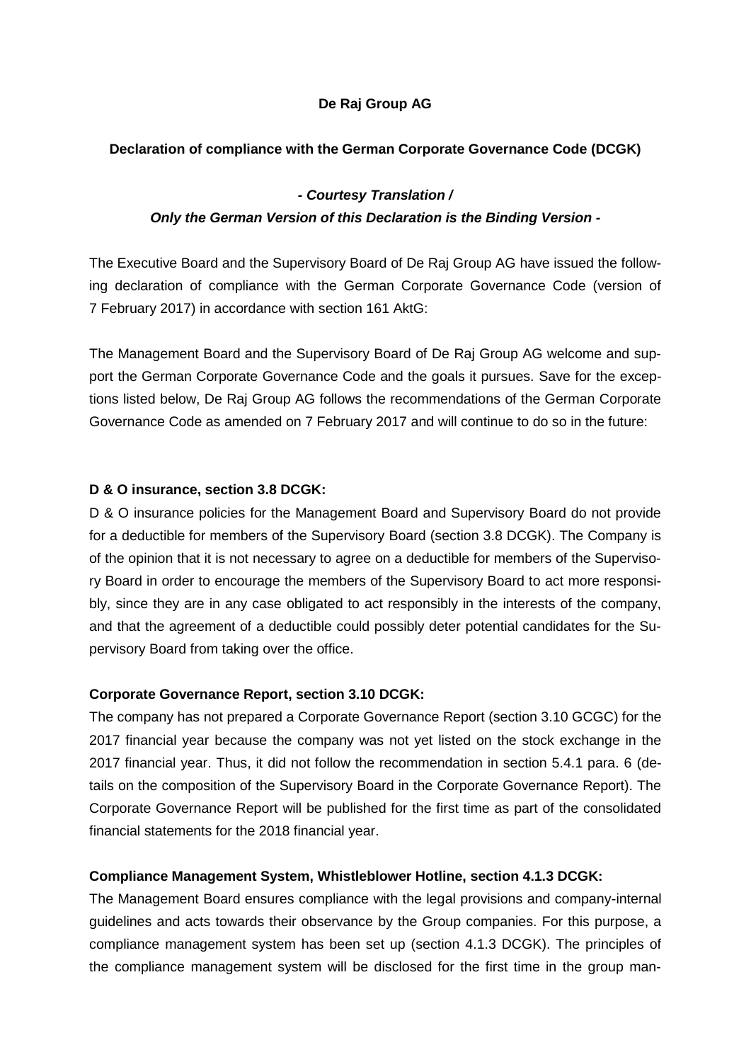**De Raj Group AG**

**Declaration of compliance with the German Corporate Governance Code (DCGK)**

***- Courtesy Translation /***
***Only the German Version of this Declaration is the Binding Version -***

The Executive Board and the Supervisory Board of De Raj Group AG have issued the following declaration of compliance with the German Corporate Governance Code (version of 7 February 2017) in accordance with section 161 AktG:

The Management Board and the Supervisory Board of De Raj Group AG welcome and support the German Corporate Governance Code and the goals it pursues. Save for the exceptions listed below, De Raj Group AG follows the recommendations of the German Corporate Governance Code as amended on 7 February 2017 and will continue to do so in the future:

**D & O insurance, section 3.8 DCGK:**
D & O insurance policies for the Management Board and Supervisory Board do not provide for a deductible for members of the Supervisory Board (section 3.8 DCGK). The Company is of the opinion that it is not necessary to agree on a deductible for members of the Supervisory Board in order to encourage the members of the Supervisory Board to act more responsibly, since they are in any case obligated to act responsibly in the interests of the company, and that the agreement of a deductible could possibly deter potential candidates for the Supervisory Board from taking over the office.

**Corporate Governance Report, section 3.10 DCGK:**
The company has not prepared a Corporate Governance Report (section 3.10 GCGC) for the 2017 financial year because the company was not yet listed on the stock exchange in the 2017 financial year. Thus, it did not follow the recommendation in section 5.4.1 para. 6 (details on the composition of the Supervisory Board in the Corporate Governance Report). The Corporate Governance Report will be published for the first time as part of the consolidated financial statements for the 2018 financial year.

**Compliance Management System, Whistleblower Hotline, section 4.1.3 DCGK:**
The Management Board ensures compliance with the legal provisions and company-internal guidelines and acts towards their observance by the Group companies. For this purpose, a compliance management system has been set up (section 4.1.3 DCGK). The principles of the compliance management system will be disclosed for the first time in the group man-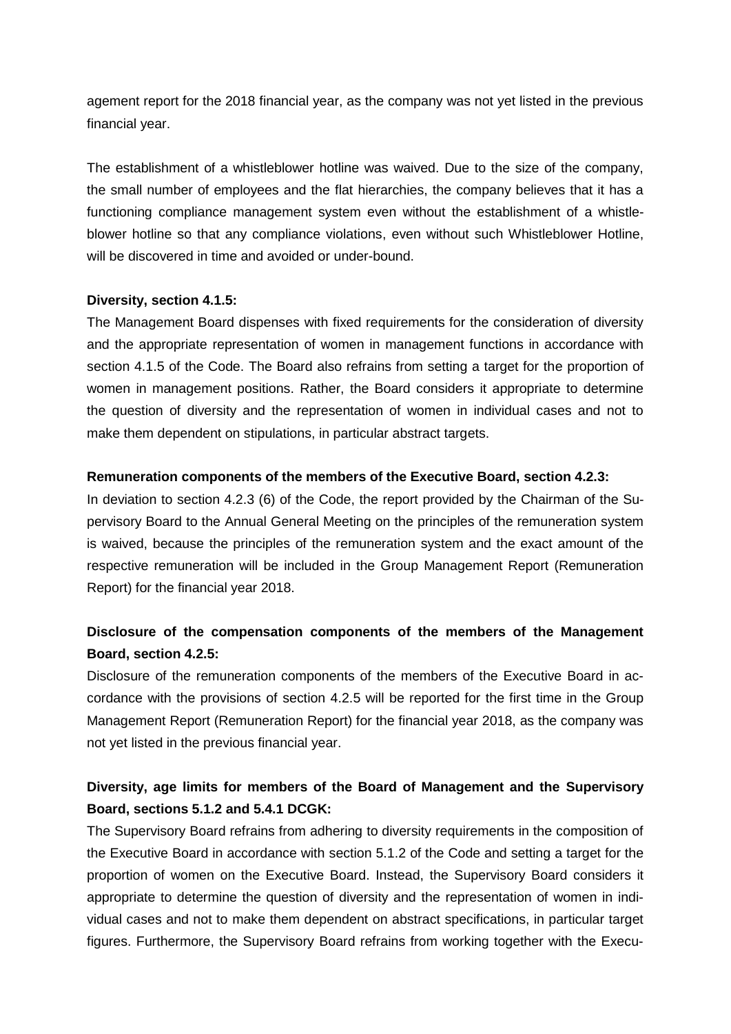agement report for the 2018 financial year, as the company was not yet listed in the previous financial year.

The establishment of a whistleblower hotline was waived. Due to the size of the company, the small number of employees and the flat hierarchies, the company believes that it has a functioning compliance management system even without the establishment of a whistleblower hotline so that any compliance violations, even without such Whistleblower Hotline, will be discovered in time and avoided or under-bound.

**Diversity, section 4.1.5:**
The Management Board dispenses with fixed requirements for the consideration of diversity and the appropriate representation of women in management functions in accordance with section 4.1.5 of the Code. The Board also refrains from setting a target for the proportion of women in management positions. Rather, the Board considers it appropriate to determine the question of diversity and the representation of women in individual cases and not to make them dependent on stipulations, in particular abstract targets.

**Remuneration components of the members of the Executive Board, section 4.2.3:**
In deviation to section 4.2.3 (6) of the Code, the report provided by the Chairman of the Supervisory Board to the Annual General Meeting on the principles of the remuneration system is waived, because the principles of the remuneration system and the exact amount of the respective remuneration will be included in the Group Management Report (Remuneration Report) for the financial year 2018.

**Disclosure of the compensation components of the members of the Management Board, section 4.2.5:**
Disclosure of the remuneration components of the members of the Executive Board in accordance with the provisions of section 4.2.5 will be reported for the first time in the Group Management Report (Remuneration Report) for the financial year 2018, as the company was not yet listed in the previous financial year.

**Diversity, age limits for members of the Board of Management and the Supervisory Board, sections 5.1.2 and 5.4.1 DCGK:**
The Supervisory Board refrains from adhering to diversity requirements in the composition of the Executive Board in accordance with section 5.1.2 of the Code and setting a target for the proportion of women on the Executive Board. Instead, the Supervisory Board considers it appropriate to determine the question of diversity and the representation of women in individual cases and not to make them dependent on abstract specifications, in particular target figures. Furthermore, the Supervisory Board refrains from working together with the Execu-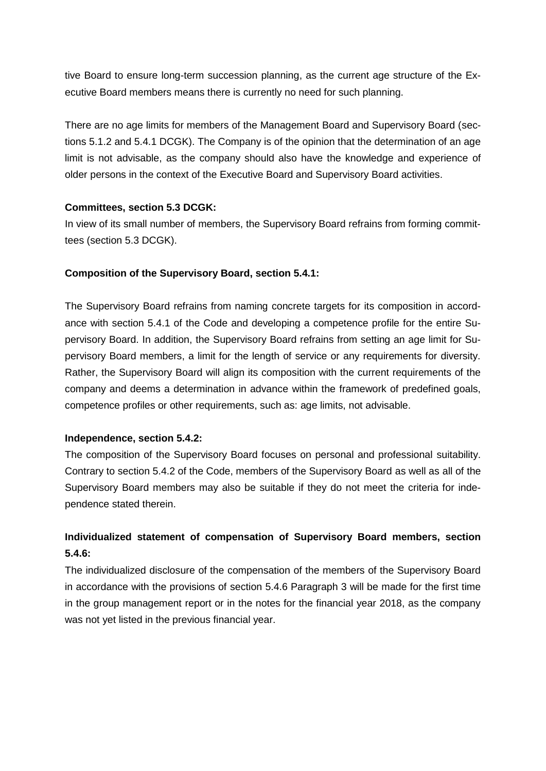tive Board to ensure long-term succession planning, as the current age structure of the Executive Board members means there is currently no need for such planning.

There are no age limits for members of the Management Board and Supervisory Board (sections 5.1.2 and 5.4.1 DCGK). The Company is of the opinion that the determination of an age limit is not advisable, as the company should also have the knowledge and experience of older persons in the context of the Executive Board and Supervisory Board activities.

**Committees, section 5.3 DCGK:**

In view of its small number of members, the Supervisory Board refrains from forming committees (section 5.3 DCGK).

**Composition of the Supervisory Board, section 5.4.1:**

The Supervisory Board refrains from naming concrete targets for its composition in accordance with section 5.4.1 of the Code and developing a competence profile for the entire Supervisory Board. In addition, the Supervisory Board refrains from setting an age limit for Supervisory Board members, a limit for the length of service or any requirements for diversity. Rather, the Supervisory Board will align its composition with the current requirements of the company and deems a determination in advance within the framework of predefined goals, competence profiles or other requirements, such as: age limits, not advisable.

**Independence, section 5.4.2:**

The composition of the Supervisory Board focuses on personal and professional suitability. Contrary to section 5.4.2 of the Code, members of the Supervisory Board as well as all of the Supervisory Board members may also be suitable if they do not meet the criteria for independence stated therein.

**Individualized statement of compensation of Supervisory Board members, section 5.4.6:**

The individualized disclosure of the compensation of the members of the Supervisory Board in accordance with the provisions of section 5.4.6 Paragraph 3 will be made for the first time in the group management report or in the notes for the financial year 2018, as the company was not yet listed in the previous financial year.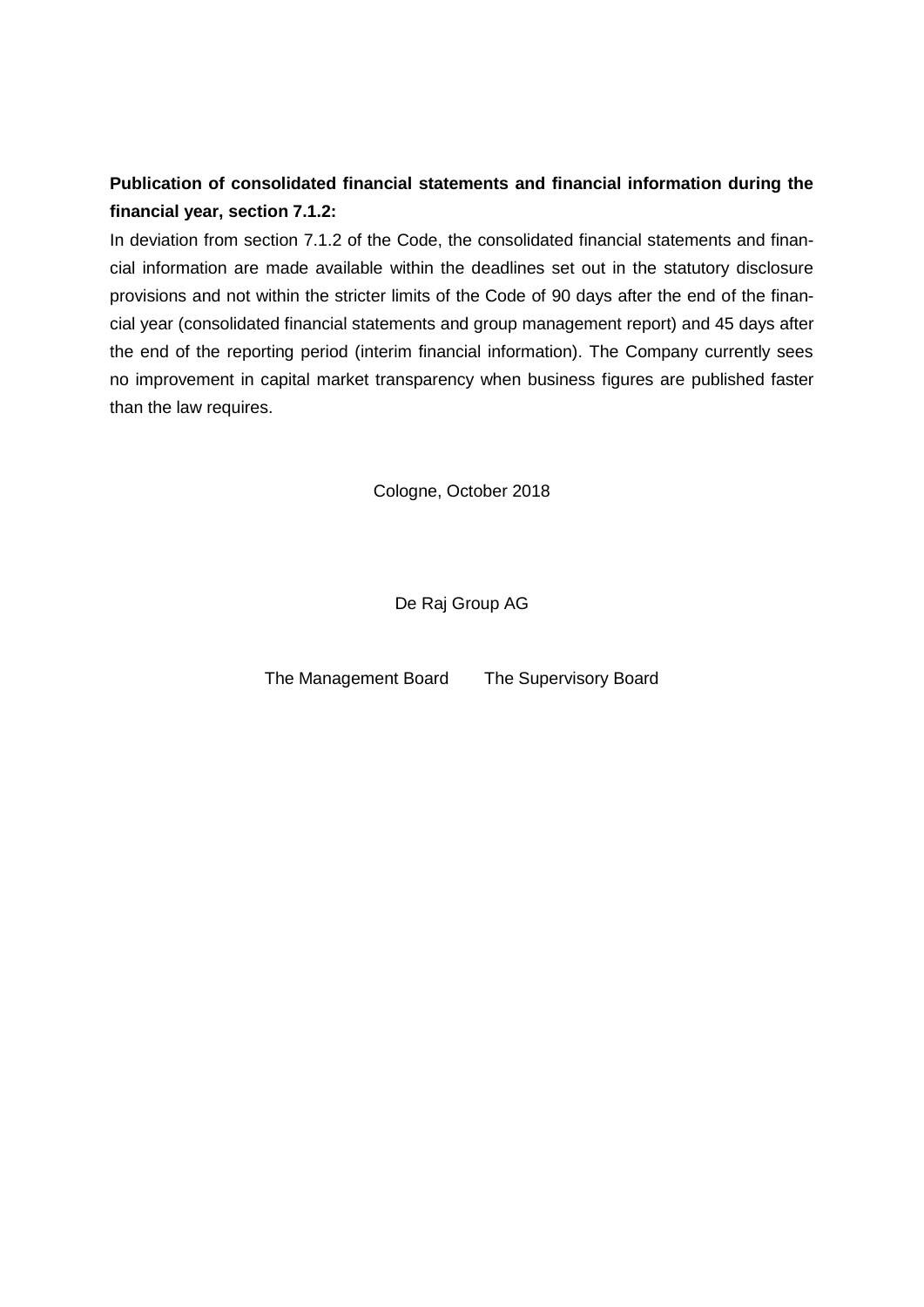**Publication of consolidated financial statements and financial information during the financial year, section 7.1.2:**

In deviation from section 7.1.2 of the Code, the consolidated financial statements and financial information are made available within the deadlines set out in the statutory disclosure provisions and not within the stricter limits of the Code of 90 days after the end of the financial year (consolidated financial statements and group management report) and 45 days after the end of the reporting period (interim financial information). The Company currently sees no improvement in capital market transparency when business figures are published faster than the law requires.

Cologne, October 2018

De Raj Group AG

The Management Board The Supervisory Board